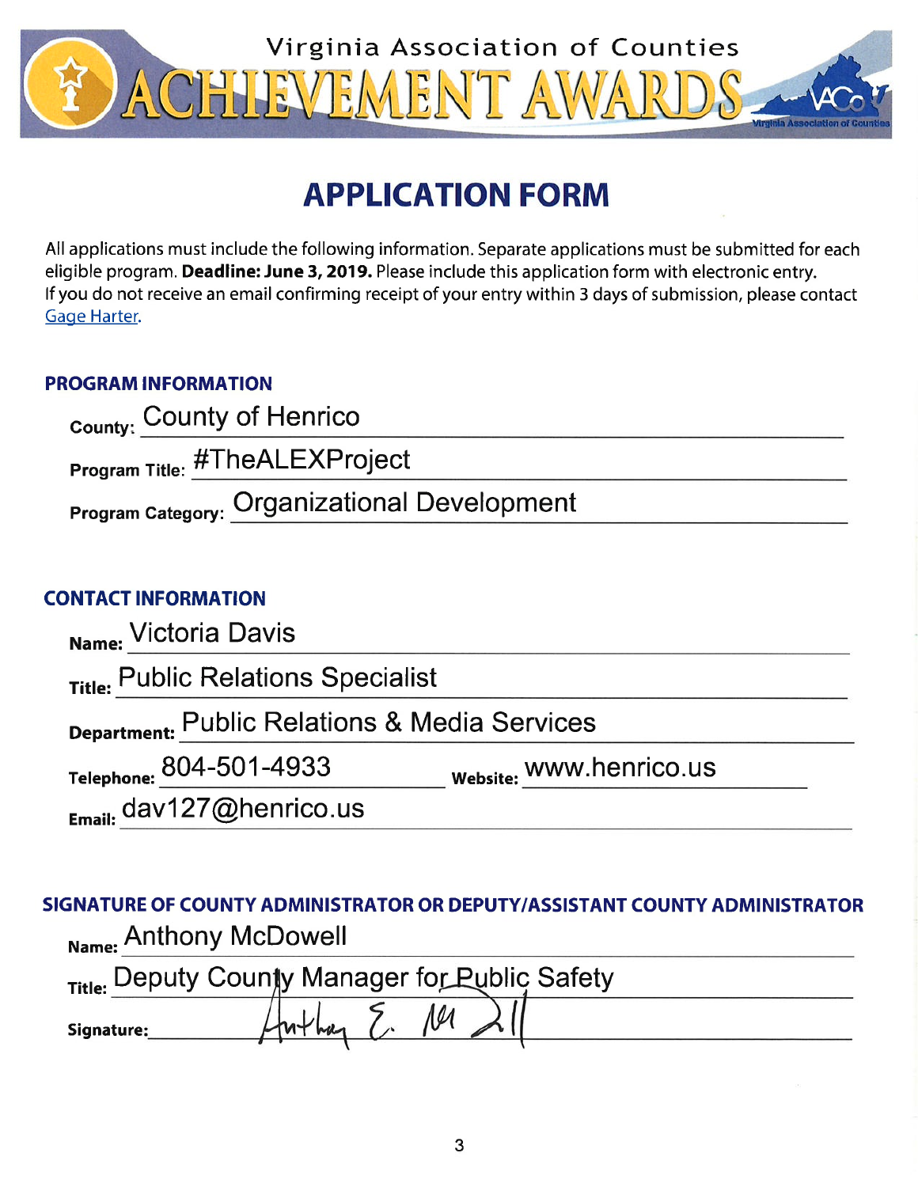Virginia Association of Counties

# ACHIEVEMENT AWARDS

## APPLICATION FORM

All applications must include the following information. Separate applications must be submitted for each eligible program. **Deadline: June 3, 2019.** Please include this application form with electronic entry. If you do not receive an email confirming receipt of your entry within 3 days of submission, please contact Gage Harter.

### PROGRAM INFORMATION

**County:** County of Henrico

**Program Title:** #TheALEXProject

**Program Category:** Organizational Development

### CONTACT INFORMATION

**Name:** Victoria Davis

**Title:** Public Relations Specialist

**Department:** Public Relations & Media Services

**Telephone:** 804-501-4933 **Website:** www.henrico.us

**Email:** dav127@henrico.us

### SIGNATURE OF COUNTY ADMINISTRATOR OR DEPUTY/ASSISTANT COUNTY ADMINISTRATOR

**Name:** Anthony McDowell

**Title:** Deputy County Manager for Public Safety

**Signature:** Anthony E. McDowell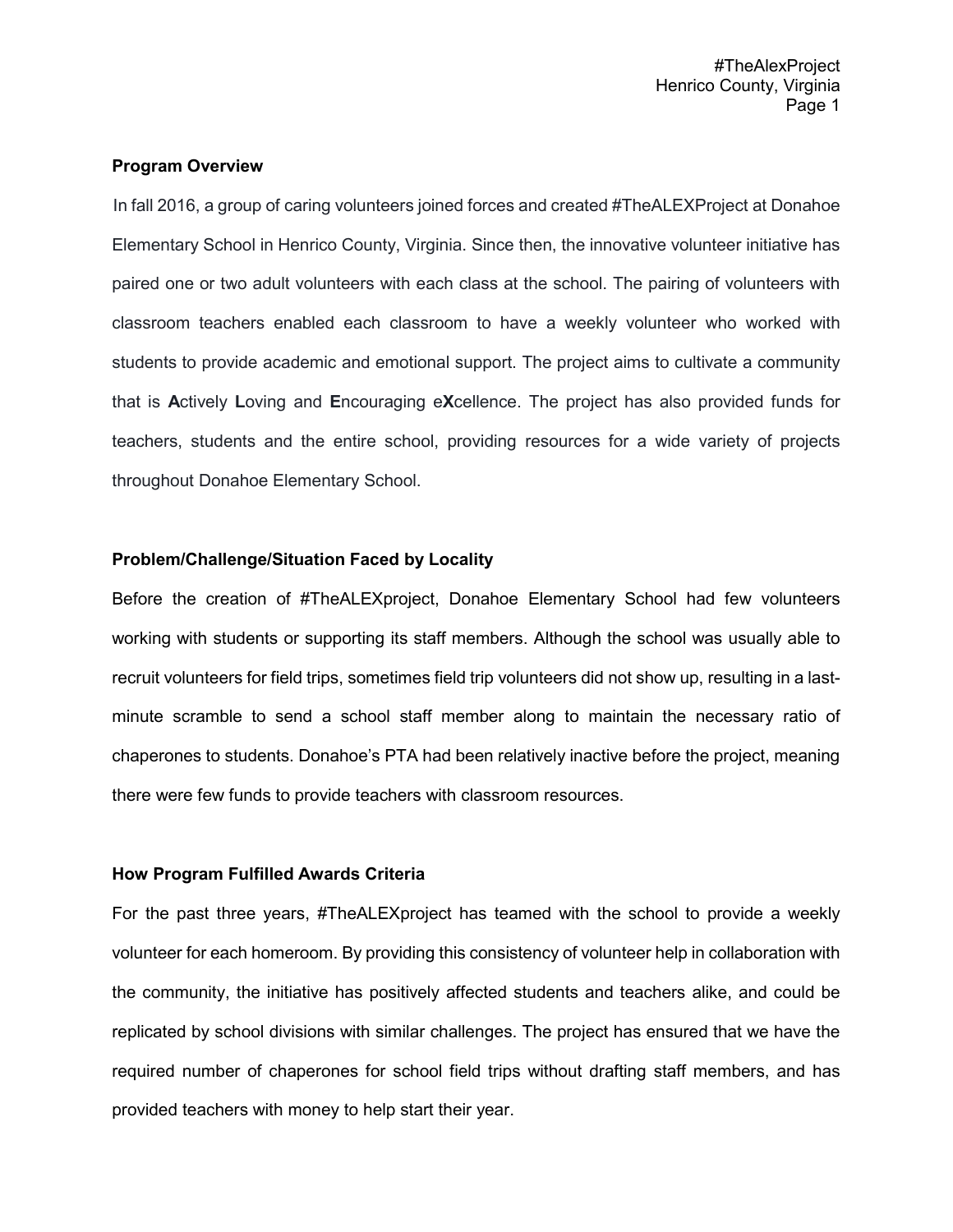**Program Overview**

In fall 2016, a group of caring volunteers joined forces and created #TheALEXProject at Donahoe Elementary School in Henrico County, Virginia. Since then, the innovative volunteer initiative has paired one or two adult volunteers with each class at the school. The pairing of volunteers with classroom teachers enabled each classroom to have a weekly volunteer who worked with students to provide academic and emotional support. The project aims to cultivate a community that is **A**ctively **L**oving and **E**ncouraging e**X**cellence. The project has also provided funds for teachers, students and the entire school, providing resources for a wide variety of projects throughout Donahoe Elementary School.

**Problem/Challenge/Situation Faced by Locality**

Before the creation of #TheALEXproject, Donahoe Elementary School had few volunteers working with students or supporting its staff members. Although the school was usually able to recruit volunteers for field trips, sometimes field trip volunteers did not show up, resulting in a last-minute scramble to send a school staff member along to maintain the necessary ratio of chaperones to students. Donahoe's PTA had been relatively inactive before the project, meaning there were few funds to provide teachers with classroom resources.

**How Program Fulfilled Awards Criteria**

For the past three years, #TheALEXproject has teamed with the school to provide a weekly volunteer for each homeroom. By providing this consistency of volunteer help in collaboration with the community, the initiative has positively affected students and teachers alike, and could be replicated by school divisions with similar challenges. The project has ensured that we have the required number of chaperones for school field trips without drafting staff members, and has provided teachers with money to help start their year.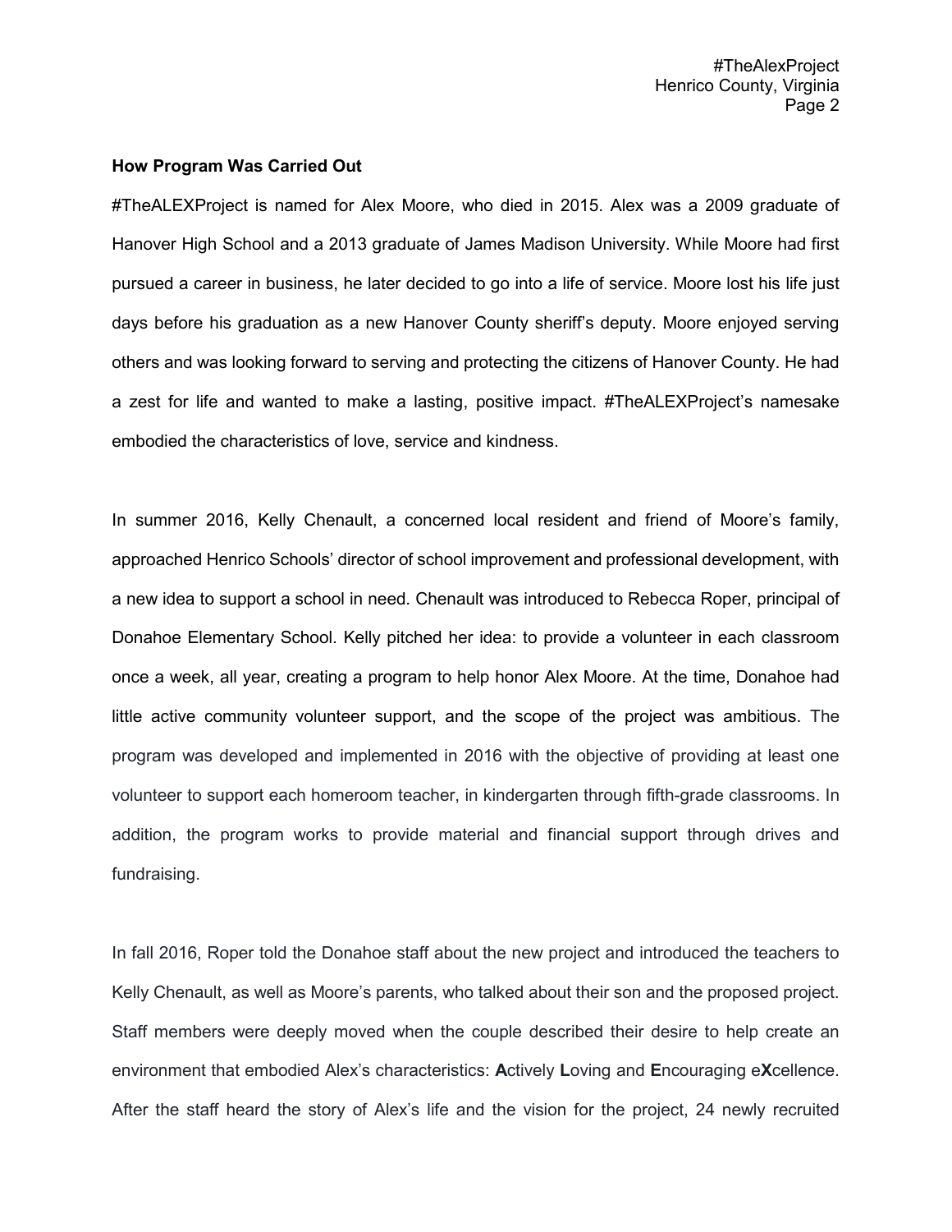**How Program Was Carried Out**

#TheALEXProject is named for Alex Moore, who died in 2015. Alex was a 2009 graduate of Hanover High School and a 2013 graduate of James Madison University. While Moore had first pursued a career in business, he later decided to go into a life of service. Moore lost his life just days before his graduation as a new Hanover County sheriff's deputy. Moore enjoyed serving others and was looking forward to serving and protecting the citizens of Hanover County. He had a zest for life and wanted to make a lasting, positive impact. #TheALEXProject's namesake embodied the characteristics of love, service and kindness.

In summer 2016, Kelly Chenault, a concerned local resident and friend of Moore's family, approached Henrico Schools' director of school improvement and professional development, with a new idea to support a school in need. Chenault was introduced to Rebecca Roper, principal of Donahoe Elementary School. Kelly pitched her idea: to provide a volunteer in each classroom once a week, all year, creating a program to help honor Alex Moore. At the time, Donahoe had little active community volunteer support, and the scope of the project was ambitious. The program was developed and implemented in 2016 with the objective of providing at least one volunteer to support each homeroom teacher, in kindergarten through fifth-grade classrooms. In addition, the program works to provide material and financial support through drives and fundraising.

In fall 2016, Roper told the Donahoe staff about the new project and introduced the teachers to Kelly Chenault, as well as Moore's parents, who talked about their son and the proposed project. Staff members were deeply moved when the couple described their desire to help create an environment that embodied Alex's characteristics: **A**ctively **L**oving and **E**ncouraging e**X**cellence. After the staff heard the story of Alex's life and the vision for the project, 24 newly recruited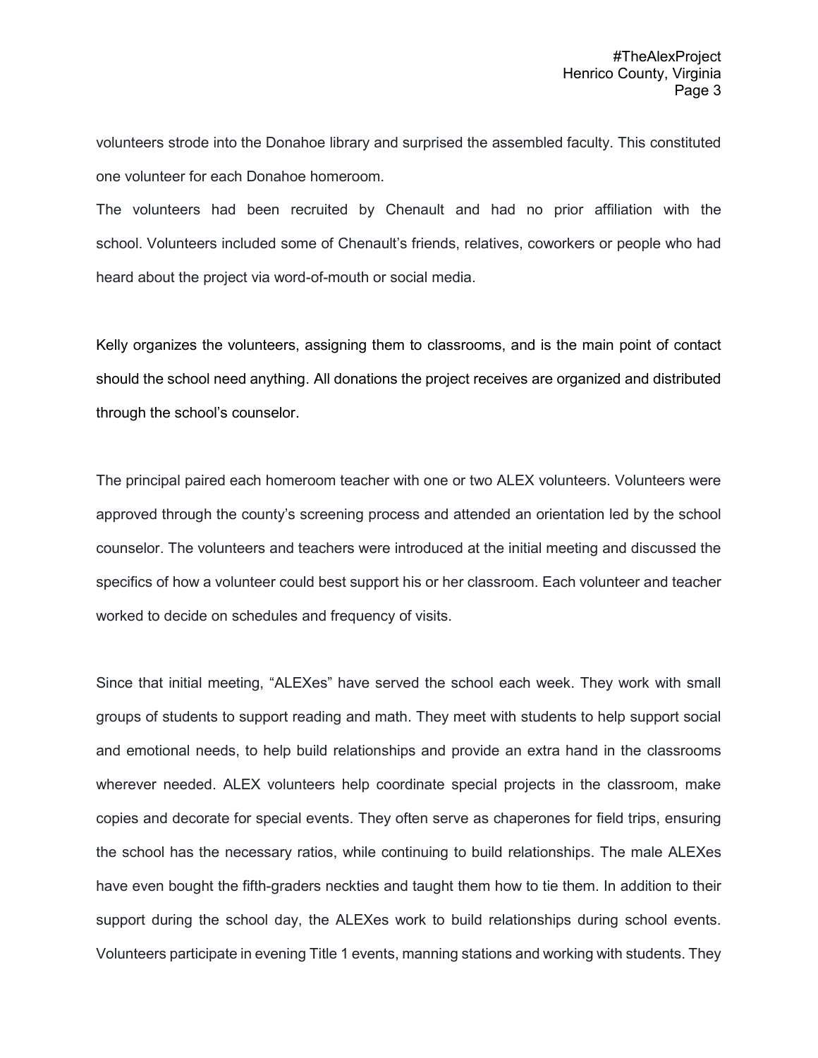volunteers strode into the Donahoe library and surprised the assembled faculty. This constituted one volunteer for each Donahoe homeroom.

The volunteers had been recruited by Chenault and had no prior affiliation with the school. Volunteers included some of Chenault's friends, relatives, coworkers or people who had heard about the project via word-of-mouth or social media.

Kelly organizes the volunteers, assigning them to classrooms, and is the main point of contact should the school need anything. All donations the project receives are organized and distributed through the school's counselor.

The principal paired each homeroom teacher with one or two ALEX volunteers. Volunteers were approved through the county's screening process and attended an orientation led by the school counselor. The volunteers and teachers were introduced at the initial meeting and discussed the specifics of how a volunteer could best support his or her classroom. Each volunteer and teacher worked to decide on schedules and frequency of visits.

Since that initial meeting, "ALEXes" have served the school each week. They work with small groups of students to support reading and math. They meet with students to help support social and emotional needs, to help build relationships and provide an extra hand in the classrooms wherever needed. ALEX volunteers help coordinate special projects in the classroom, make copies and decorate for special events. They often serve as chaperones for field trips, ensuring the school has the necessary ratios, while continuing to build relationships. The male ALEXes have even bought the fifth-graders neckties and taught them how to tie them. In addition to their support during the school day, the ALEXes work to build relationships during school events. Volunteers participate in evening Title 1 events, manning stations and working with students. They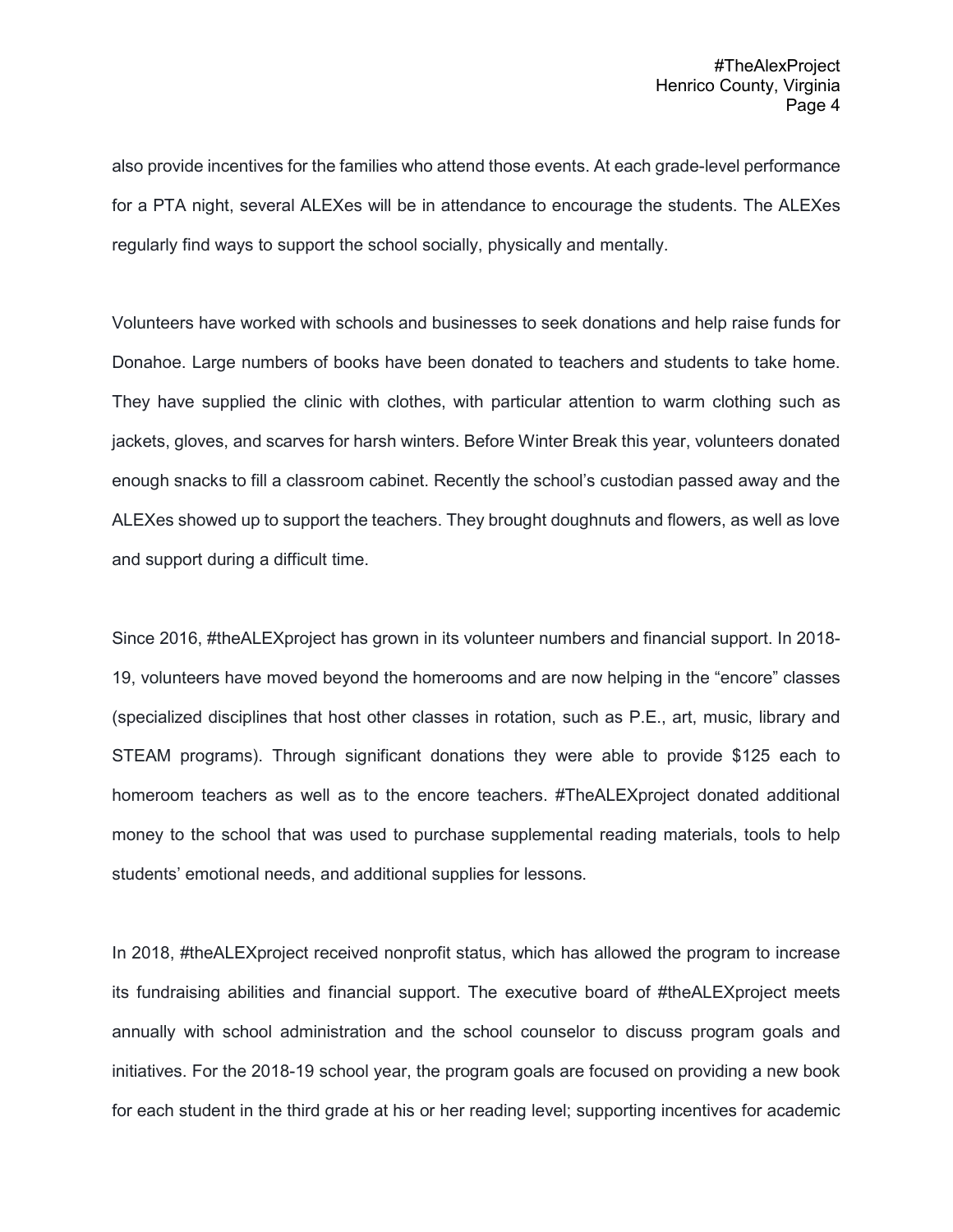also provide incentives for the families who attend those events. At each grade-level performance for a PTA night, several ALEXes will be in attendance to encourage the students. The ALEXes regularly find ways to support the school socially, physically and mentally.

Volunteers have worked with schools and businesses to seek donations and help raise funds for Donahoe. Large numbers of books have been donated to teachers and students to take home. They have supplied the clinic with clothes, with particular attention to warm clothing such as jackets, gloves, and scarves for harsh winters. Before Winter Break this year, volunteers donated enough snacks to fill a classroom cabinet. Recently the school's custodian passed away and the ALEXes showed up to support the teachers. They brought doughnuts and flowers, as well as love and support during a difficult time.

Since 2016, #theALEXproject has grown in its volunteer numbers and financial support. In 2018-19, volunteers have moved beyond the homerooms and are now helping in the "encore" classes (specialized disciplines that host other classes in rotation, such as P.E., art, music, library and STEAM programs). Through significant donations they were able to provide $125 each to homeroom teachers as well as to the encore teachers. #TheALEXproject donated additional money to the school that was used to purchase supplemental reading materials, tools to help students' emotional needs, and additional supplies for lessons.

In 2018, #theALEXproject received nonprofit status, which has allowed the program to increase its fundraising abilities and financial support. The executive board of #theALEXproject meets annually with school administration and the school counselor to discuss program goals and initiatives. For the 2018-19 school year, the program goals are focused on providing a new book for each student in the third grade at his or her reading level; supporting incentives for academic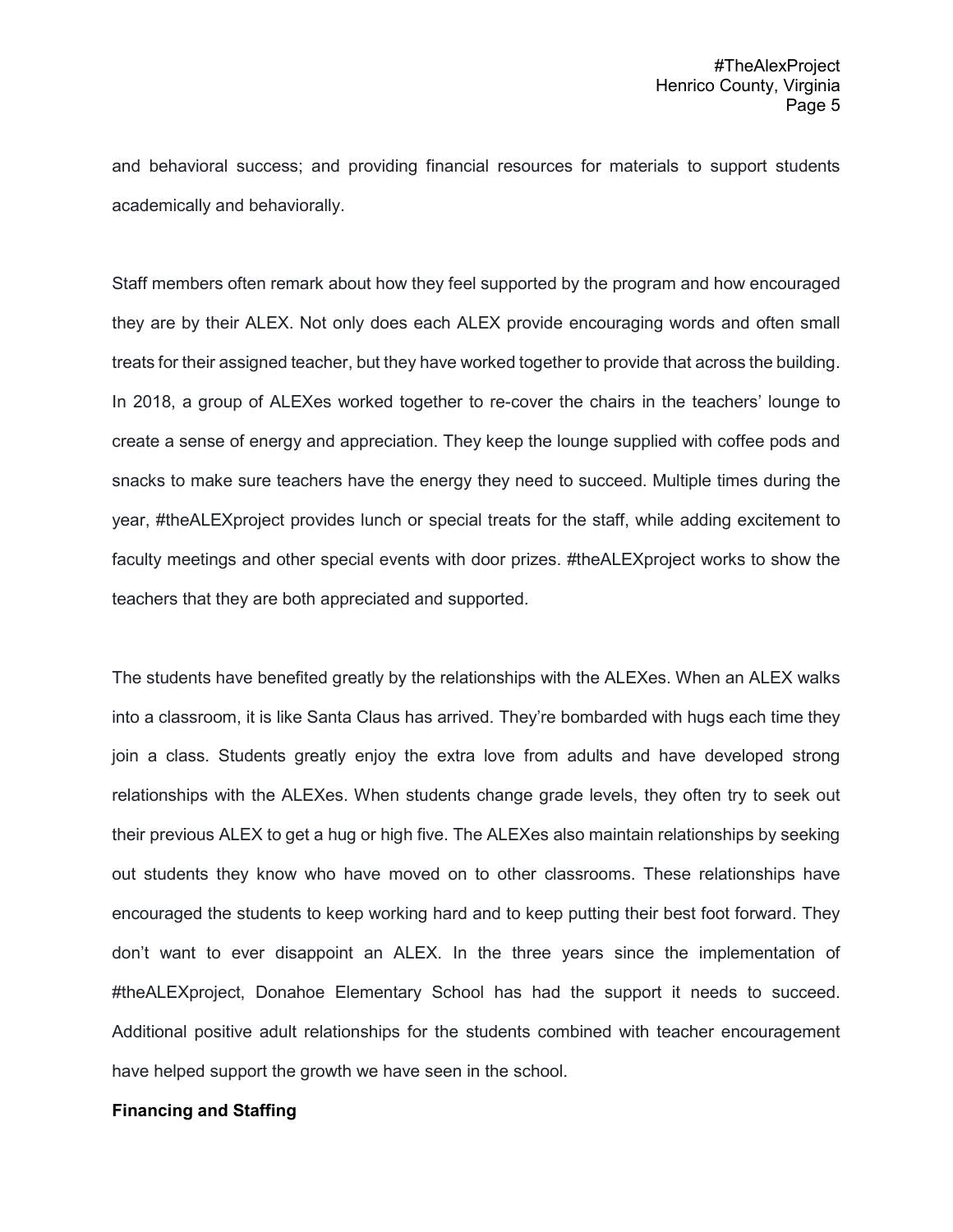and behavioral success; and providing financial resources for materials to support students academically and behaviorally.

Staff members often remark about how they feel supported by the program and how encouraged they are by their ALEX. Not only does each ALEX provide encouraging words and often small treats for their assigned teacher, but they have worked together to provide that across the building. In 2018, a group of ALEXes worked together to re-cover the chairs in the teachers' lounge to create a sense of energy and appreciation. They keep the lounge supplied with coffee pods and snacks to make sure teachers have the energy they need to succeed. Multiple times during the year, #theALEXproject provides lunch or special treats for the staff, while adding excitement to faculty meetings and other special events with door prizes. #theALEXproject works to show the teachers that they are both appreciated and supported.

The students have benefited greatly by the relationships with the ALEXes. When an ALEX walks into a classroom, it is like Santa Claus has arrived. They're bombarded with hugs each time they join a class. Students greatly enjoy the extra love from adults and have developed strong relationships with the ALEXes. When students change grade levels, they often try to seek out their previous ALEX to get a hug or high five. The ALEXes also maintain relationships by seeking out students they know who have moved on to other classrooms. These relationships have encouraged the students to keep working hard and to keep putting their best foot forward. They don't want to ever disappoint an ALEX. In the three years since the implementation of #theALEXproject, Donahoe Elementary School has had the support it needs to succeed. Additional positive adult relationships for the students combined with teacher encouragement have helped support the growth we have seen in the school.

**Financing and Staffing**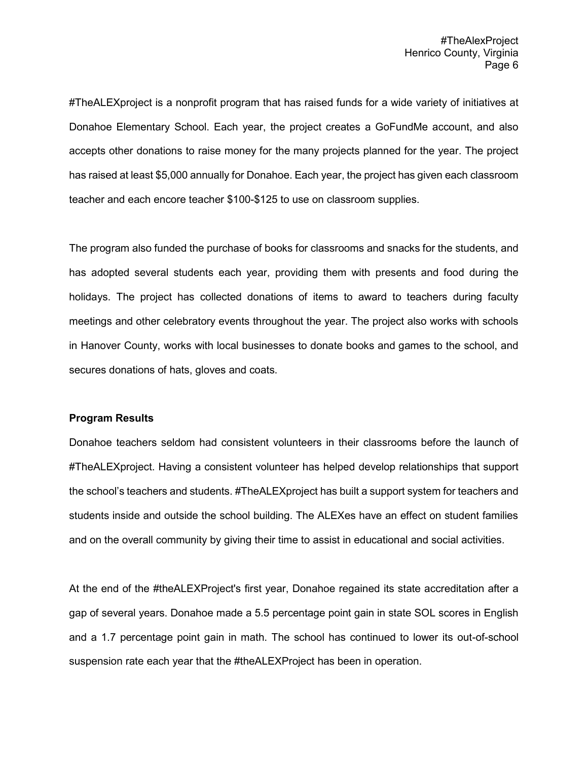#TheALEXproject is a nonprofit program that has raised funds for a wide variety of initiatives at Donahoe Elementary School. Each year, the project creates a GoFundMe account, and also accepts other donations to raise money for the many projects planned for the year. The project has raised at least $5,000 annually for Donahoe. Each year, the project has given each classroom teacher and each encore teacher $100-$125 to use on classroom supplies.

The program also funded the purchase of books for classrooms and snacks for the students, and has adopted several students each year, providing them with presents and food during the holidays. The project has collected donations of items to award to teachers during faculty meetings and other celebratory events throughout the year. The project also works with schools in Hanover County, works with local businesses to donate books and games to the school, and secures donations of hats, gloves and coats.

**Program Results**

Donahoe teachers seldom had consistent volunteers in their classrooms before the launch of #TheALEXproject. Having a consistent volunteer has helped develop relationships that support the school's teachers and students. #TheALEXproject has built a support system for teachers and students inside and outside the school building. The ALEXes have an effect on student families and on the overall community by giving their time to assist in educational and social activities.

At the end of the #theALEXProject's first year, Donahoe regained its state accreditation after a gap of several years. Donahoe made a 5.5 percentage point gain in state SOL scores in English and a 1.7 percentage point gain in math. The school has continued to lower its out-of-school suspension rate each year that the #theALEXProject has been in operation.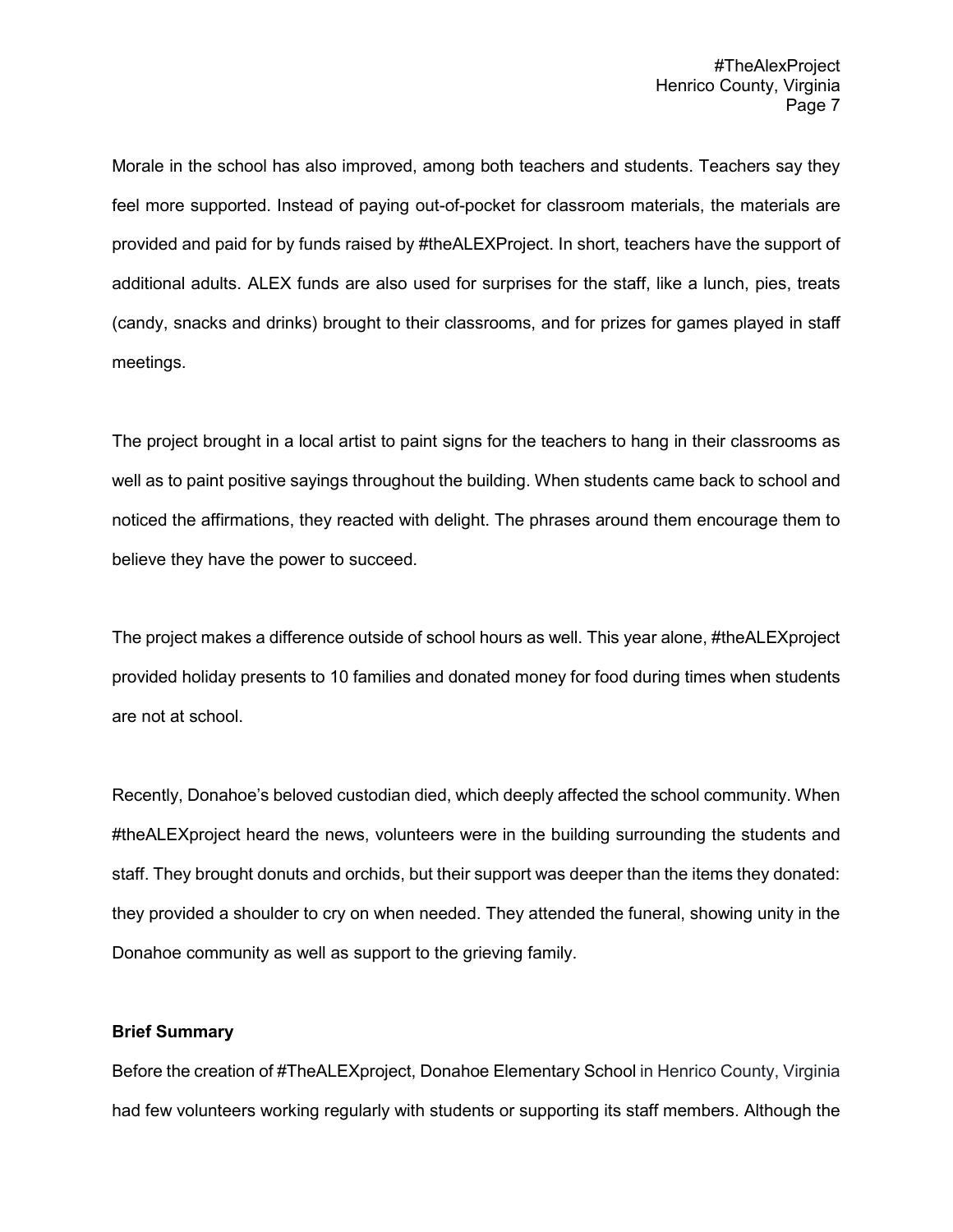Morale in the school has also improved, among both teachers and students. Teachers say they feel more supported. Instead of paying out-of-pocket for classroom materials, the materials are provided and paid for by funds raised by #theALEXProject. In short, teachers have the support of additional adults. ALEX funds are also used for surprises for the staff, like a lunch, pies, treats (candy, snacks and drinks) brought to their classrooms, and for prizes for games played in staff meetings.

The project brought in a local artist to paint signs for the teachers to hang in their classrooms as well as to paint positive sayings throughout the building. When students came back to school and noticed the affirmations, they reacted with delight. The phrases around them encourage them to believe they have the power to succeed.

The project makes a difference outside of school hours as well. This year alone, #theALEXproject provided holiday presents to 10 families and donated money for food during times when students are not at school.

Recently, Donahoe's beloved custodian died, which deeply affected the school community. When #theALEXproject heard the news, volunteers were in the building surrounding the students and staff. They brought donuts and orchids, but their support was deeper than the items they donated: they provided a shoulder to cry on when needed. They attended the funeral, showing unity in the Donahoe community as well as support to the grieving family.

**Brief Summary**

Before the creation of #TheALEXproject, Donahoe Elementary School in Henrico County, Virginia had few volunteers working regularly with students or supporting its staff members. Although the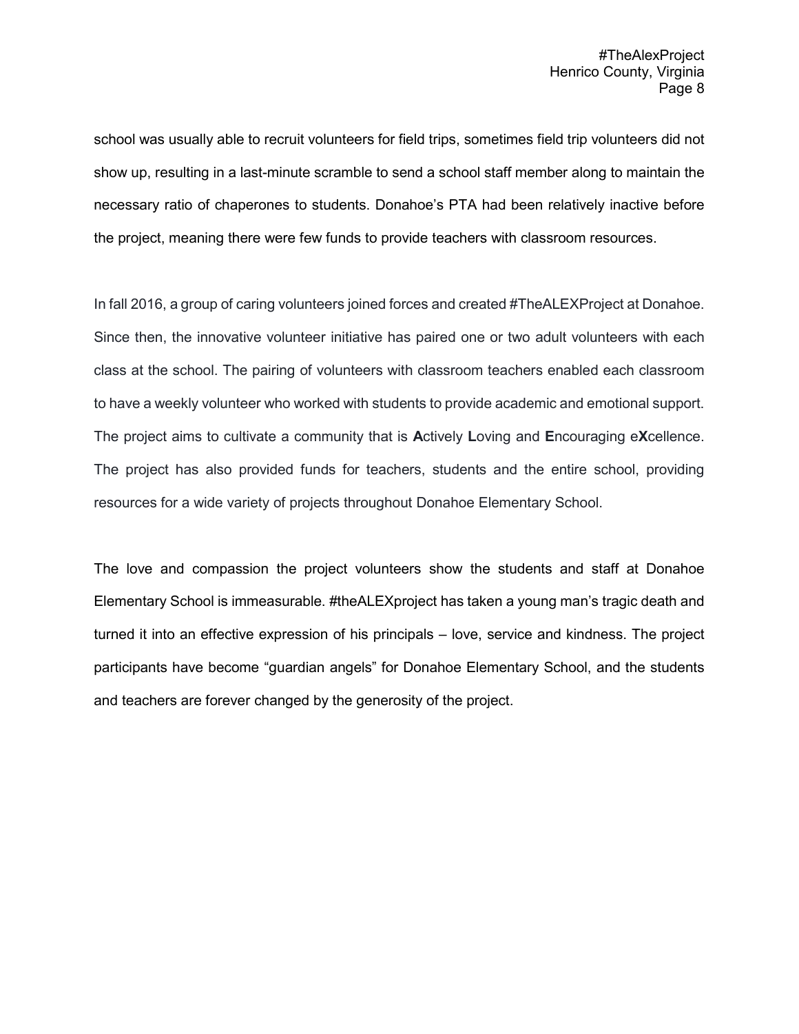school was usually able to recruit volunteers for field trips, sometimes field trip volunteers did not show up, resulting in a last-minute scramble to send a school staff member along to maintain the necessary ratio of chaperones to students. Donahoe's PTA had been relatively inactive before the project, meaning there were few funds to provide teachers with classroom resources.

In fall 2016, a group of caring volunteers joined forces and created #TheALEXProject at Donahoe. Since then, the innovative volunteer initiative has paired one or two adult volunteers with each class at the school. The pairing of volunteers with classroom teachers enabled each classroom to have a weekly volunteer who worked with students to provide academic and emotional support. The project aims to cultivate a community that is **A**ctively **L**oving and **E**ncouraging e**X**cellence. The project has also provided funds for teachers, students and the entire school, providing resources for a wide variety of projects throughout Donahoe Elementary School.

The love and compassion the project volunteers show the students and staff at Donahoe Elementary School is immeasurable. #theALEXproject has taken a young man's tragic death and turned it into an effective expression of his principals – love, service and kindness. The project participants have become "guardian angels" for Donahoe Elementary School, and the students and teachers are forever changed by the generosity of the project.